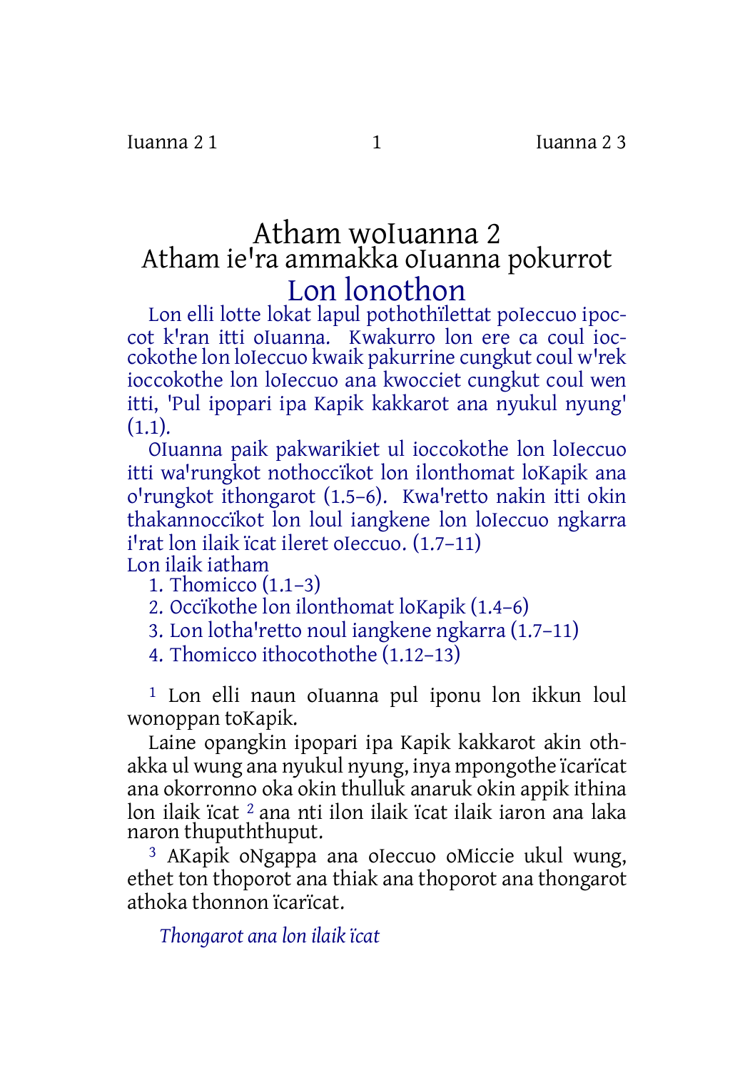# Atham woIuanna 2

## Atham ie'ra ammakka oIuanna pokurrot

## Lon lonothon

Lon elli lotte lokat lapul pothothïlettat poIeccuo ipoccot k'ran itti oIuanna. Kwakurro lon ere ca coul ioccokothe lon loIeccuo kwaik pakurrine cungkut coul w'rek ioccokothe lon loIeccuo ana kwocciet cungkut coul wen itti, 'Pul ipopari ipa Kapik kakkarot ana nyukul nyung' (1.1).

OIuanna paik pakwarikiet ul ioccokothe lon loIeccuo itti wa'rungkot nothoccïkot lon ilonthomat loKapik ana o'rungkot ithongarot (1.5–6). Kwa'retto nakin itti okin thakannoccïkot lon loul iangkene lon loIeccuo ngkarra i'rat lon ilaik ïcat ileret oIeccuo. (1.7–11)

Lon ilaik iatham

1. Thomicco (1.1–3)
2. Occïkothe lon ilonthomat loKapik (1.4–6)
3. Lon lotha'retto noul iangkene ngkarra (1.7–11)
4. Thomicco ithocothothe (1.12–13)

[1] Lon elli naun oIuanna pul iponu lon ikkun loul wonoppan toKapik.

Laine opangkin ipopari ipa Kapik kakkarot akin othakka ul wung ana nyukul nyung, inya mpongothe ïcarïcat ana okorronno oka okin thulluk anaruk okin appik ithina lon ilaik ïcat [2] ana nti ilon ilaik ïcat ilaik iaron ana laka naron thupuththuput.

[3] AKapik oNgappa ana oIeccuo oMiccie ukul wung, ethet ton thoporot ana thiak ana thoporot ana thongarot athoka thonnon ïcarïcat.

*Thongarot ana lon ilaik ïcat*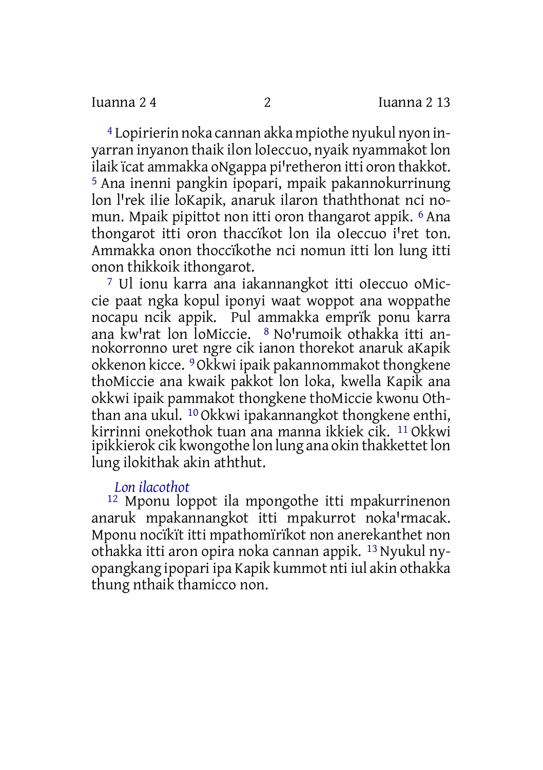[4] Lopirierin noka cannan akka mpiothe nyukul nyon inyarran inyanon thaik ilon loIeccuo, nyaik nyammakot lon ilaik ïcat ammakka oNgappa piꞌretheron itti oron thakkot. [5] Ana inenni pangkin ipopari, mpaik pakannokurrinung lon lꞌrek ilie loKapik, anaruk ilaron thaththonat nci nomun. Mpaik pipittot non itti oron thangarot appik. [6] Ana thongarot itti oron thaccïkot lon ila oIeccuo iꞌret ton. Ammakka onon thoccïkothe nci nomun itti lon lung itti onon thikkoik ithongarot.

[7] Ul ionu karra ana iakannangkot itti oIeccuo oMiccie paat ngka kopul iponyi waat woppot ana woppathe nocapu ncik appik. Pul ammakka emprïk ponu karra ana kwꞌrat lon loMiccie. [8] Noꞌrumoik othakka itti annokorronno uret ngre cik ianon thorekot anaruk aKapik okkenon kicce. [9] Okkwi ipaik pakannommakot thongkene thoMiccie ana kwaik pakkot lon loka, kwella Kapik ana okkwi ipaik pammakot thongkene thoMiccie kwonu Oththan ana ukul. [10] Okkwi ipakannangkot thongkene enthi, kirrinni onekothok tuan ana manna ikkiek cik. [11] Okkwi ipikkierok cik kwongothe lon lung ana okin thakkettet lon lung ilokithak akin aththut.

*Lon ilacothot*

[12] Mponu loppot ila mpongothe itti mpakurrinenon anaruk mpakannangkot itti mpakurrot nokaꞌrmacak. Mponu nocïkït itti mpathomïrïkot non anerekanthet non othakka itti aron opira noka cannan appik. [13] Nyukul nyopangkang ipopari ipa Kapik kummot nti iul akin othakka thung nthaik thamicco non.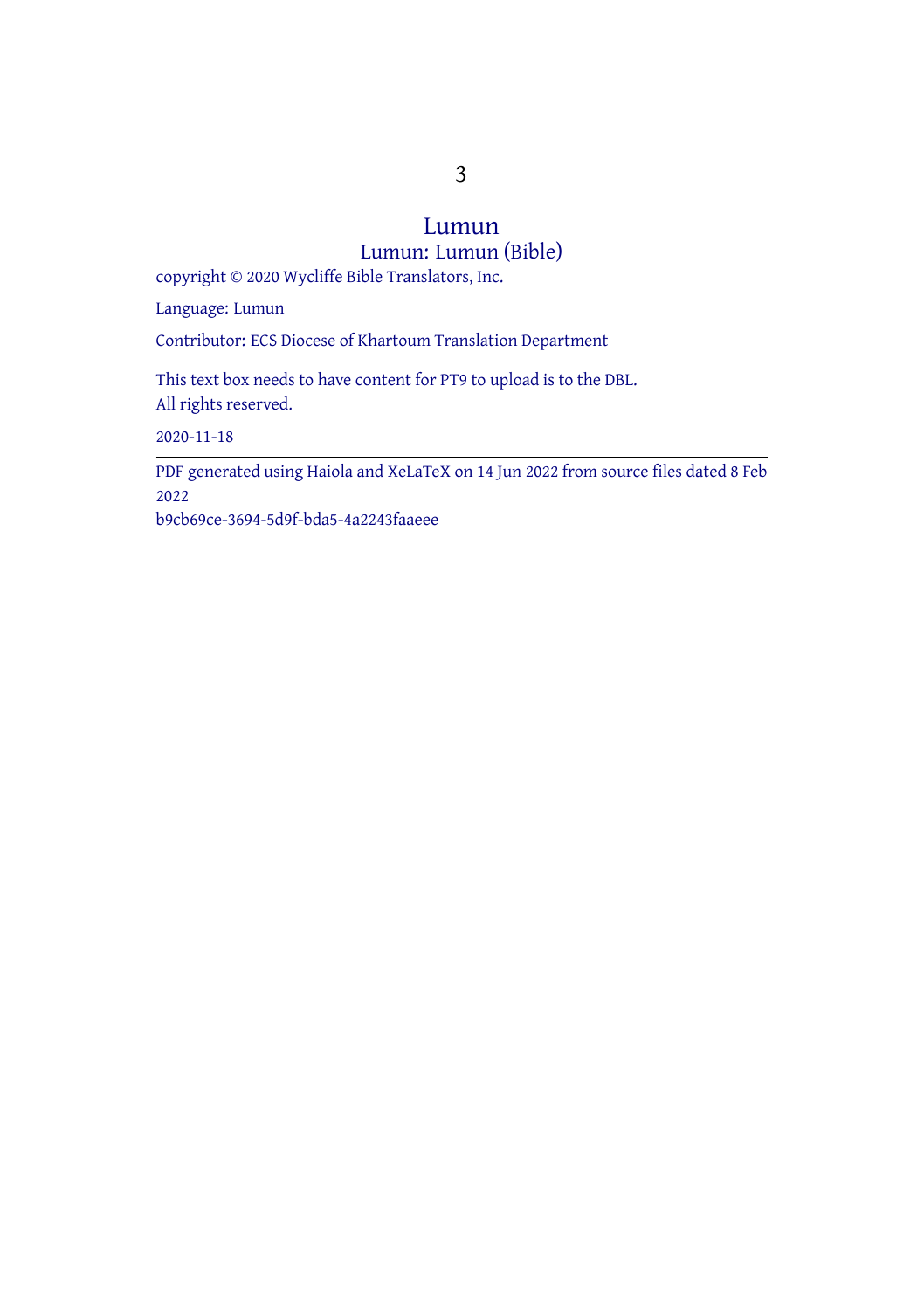# Lumun

## Lumun: Lumun (Bible)

copyright © 2020 Wycliffe Bible Translators, Inc.

Language: Lumun

Contributor: ECS Diocese of Khartoum Translation Department

This text box needs to have content for PT9 to upload is to the DBL.
All rights reserved.

2020-11-18

---

PDF generated using Haiola and XeLaTeX on 14 Jun 2022 from source files dated 8 Feb 2022
b9cb69ce-3694-5d9f-bda5-4a2243faaeee